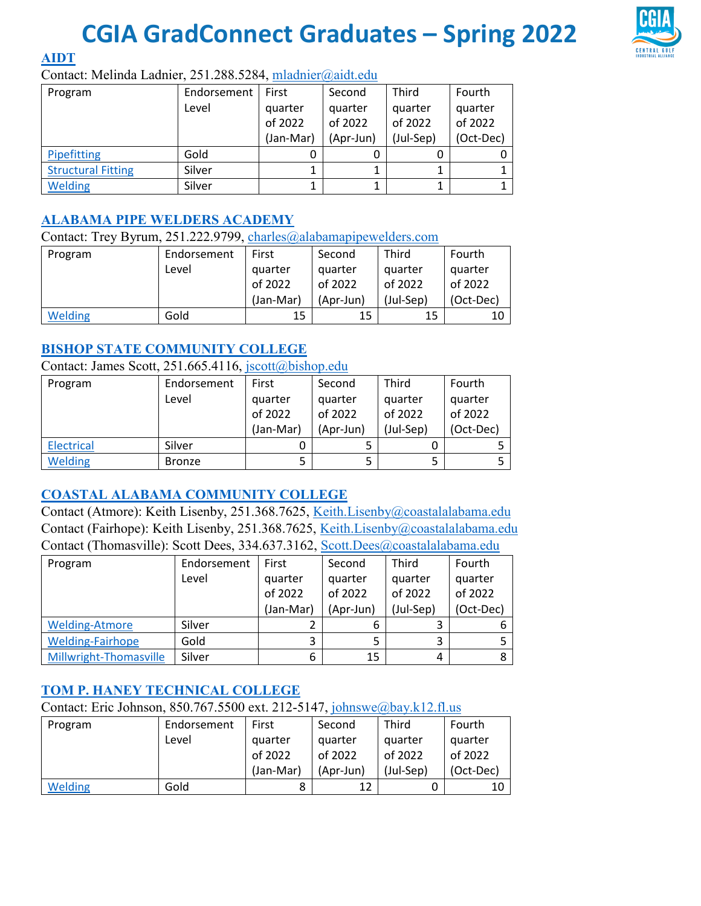# CGIA GradConnect Graduates – Spring 2022

## AIDT

Contact: Melinda Ladnier, 251.288.5284, mladnier@aidt.edu

| Program | Endorsement Level | First quarter of 2022 (Jan-Mar) | Second quarter of 2022 (Apr-Jun) | Third quarter of 2022 (Jul-Sep) | Fourth quarter of 2022 (Oct-Dec) |
|---|---|---|---|---|---|
| Pipefitting | Gold | 0 | 0 | 0 | 0 |
| Structural Fitting | Silver | 1 | 1 | 1 | 1 |
| Welding | Silver | 1 | 1 | 1 | 1 |

## ALABAMA PIPE WELDERS ACADEMY

Contact: Trey Byrum, 251.222.9799, charles@alabamapipewelders.com

| Program | Endorsement Level | First quarter of 2022 (Jan-Mar) | Second quarter of 2022 (Apr-Jun) | Third quarter of 2022 (Jul-Sep) | Fourth quarter of 2022 (Oct-Dec) |
|---|---|---|---|---|---|
| Welding | Gold | 15 | 15 | 15 | 10 |

## BISHOP STATE COMMUNITY COLLEGE

Contact: James Scott, 251.665.4116, jscott@bishop.edu

| Program | Endorsement Level | First quarter of 2022 (Jan-Mar) | Second quarter of 2022 (Apr-Jun) | Third quarter of 2022 (Jul-Sep) | Fourth quarter of 2022 (Oct-Dec) |
|---|---|---|---|---|---|
| Electrical | Silver | 0 | 5 | 0 | 5 |
| Welding | Bronze | 5 | 5 | 5 | 5 |

## COASTAL ALABAMA COMMUNITY COLLEGE

Contact (Atmore): Keith Lisenby, 251.368.7625, Keith.Lisenby@coastalalabama.edu
Contact (Fairhope): Keith Lisenby, 251.368.7625, Keith.Lisenby@coastalalabama.edu
Contact (Thomasville): Scott Dees, 334.637.3162, Scott.Dees@coastalalabama.edu

| Program | Endorsement Level | First quarter of 2022 (Jan-Mar) | Second quarter of 2022 (Apr-Jun) | Third quarter of 2022 (Jul-Sep) | Fourth quarter of 2022 (Oct-Dec) |
|---|---|---|---|---|---|
| Welding-Atmore | Silver | 2 | 6 | 3 | 6 |
| Welding-Fairhope | Gold | 3 | 5 | 3 | 5 |
| Millwright-Thomasville | Silver | 6 | 15 | 4 | 8 |

## TOM P. HANEY TECHNICAL COLLEGE

Contact: Eric Johnson, 850.767.5500 ext. 212-5147, johnswe@bay.k12.fl.us

| Program | Endorsement Level | First quarter of 2022 (Jan-Mar) | Second quarter of 2022 (Apr-Jun) | Third quarter of 2022 (Jul-Sep) | Fourth quarter of 2022 (Oct-Dec) |
|---|---|---|---|---|---|
| Welding | Gold | 8 | 12 | 0 | 10 |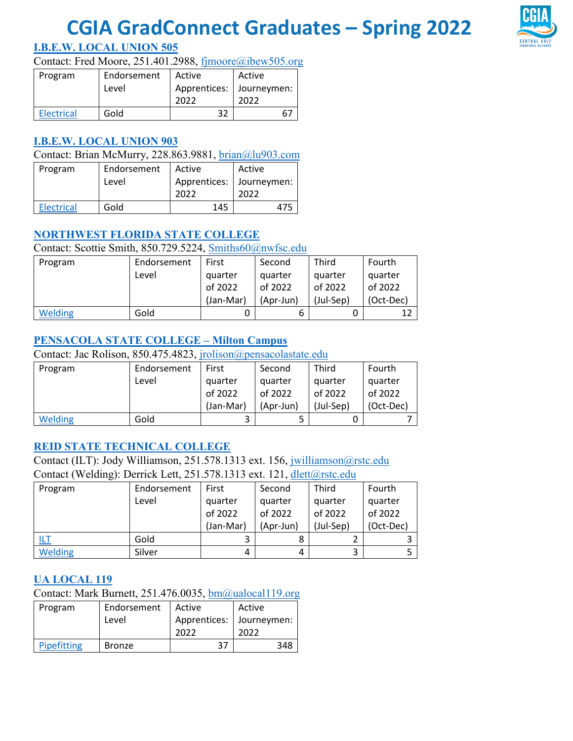# CGIA GradConnect Graduates – Spring 2022

## I.B.E.W. LOCAL UNION 505

Contact: Fred Moore, 251.401.2988, fjmoore@ibew505.org

| Program | Endorsement Level | Active Apprentices: 2022 | Active Journeymen: 2022 |
|---|---|---|---|
| Electrical | Gold | 32 | 67 |

## I.B.E.W. LOCAL UNION 903

Contact: Brian McMurry, 228.863.9881, brian@lu903.com

| Program | Endorsement Level | Active Apprentices: 2022 | Active Journeymen: 2022 |
|---|---|---|---|
| Electrical | Gold | 145 | 475 |

## NORTHWEST FLORIDA STATE COLLEGE

Contact: Scottie Smith, 850.729.5224, Smiths60@nwfsc.edu

| Program | Endorsement Level | First quarter of 2022 (Jan-Mar) | Second quarter of 2022 (Apr-Jun) | Third quarter of 2022 (Jul-Sep) | Fourth quarter of 2022 (Oct-Dec) |
|---|---|---|---|---|---|
| Welding | Gold | 0 | 6 | 0 | 12 |

## PENSACOLA STATE COLLEGE – Milton Campus

Contact: Jac Rolison, 850.475.4823, jrolison@pensacolastate.edu

| Program | Endorsement Level | First quarter of 2022 (Jan-Mar) | Second quarter of 2022 (Apr-Jun) | Third quarter of 2022 (Jul-Sep) | Fourth quarter of 2022 (Oct-Dec) |
|---|---|---|---|---|---|
| Welding | Gold | 3 | 5 | 0 | 7 |

## REID STATE TECHNICAL COLLEGE

Contact (ILT): Jody Williamson, 251.578.1313 ext. 156, jwilliamson@rstc.edu
Contact (Welding): Derrick Lett, 251.578.1313 ext. 121, dlett@rstc.edu

| Program | Endorsement Level | First quarter of 2022 (Jan-Mar) | Second quarter of 2022 (Apr-Jun) | Third quarter of 2022 (Jul-Sep) | Fourth quarter of 2022 (Oct-Dec) |
|---|---|---|---|---|---|
| ILT | Gold | 3 | 8 | 2 | 3 |
| Welding | Silver | 4 | 4 | 3 | 5 |

## UA LOCAL 119

Contact: Mark Burnett, 251.476.0035, bm@ualocal119.org

| Program | Endorsement Level | Active Apprentices: 2022 | Active Journeymen: 2022 |
|---|---|---|---|
| Pipefitting | Bronze | 37 | 348 |